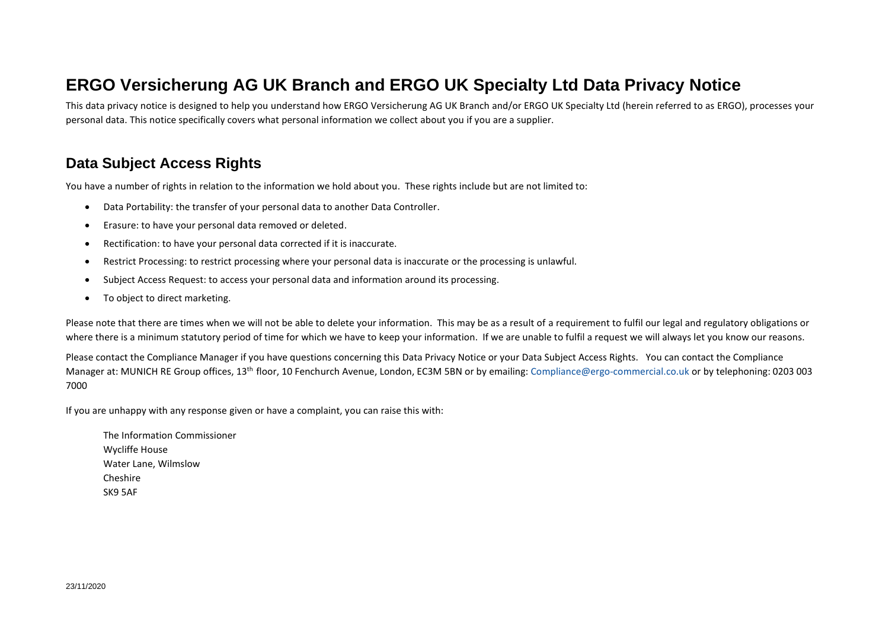# ERGO Versicherung AG UK Branch and ERGO UK Specialty Ltd Data Privacy Notice

This data privacy notice is designed to help you understand how ERGO Versicherung AG UK Branch and/or ERGO UK Specialty Ltd (herein referred to as ERGO), processes your personal data. This notice specifically covers what personal information we collect about you if you are a supplier.

## Data Subject Access Rights

You have a number of rights in relation to the information we hold about you. These rights include but are not limited to:

- Data Portability: the transfer of your personal data to another Data Controller.
- Erasure: to have your personal data removed or deleted.
- Rectification: to have your personal data corrected if it is inaccurate.
- Restrict Processing: to restrict processing where your personal data is inaccurate or the processing is unlawful.
- Subject Access Request: to access your personal data and information around its processing.
- To object to direct marketing.

Please note that there are times when we will not be able to delete your information. This may be as a result of a requirement to fulfil our legal and regulatory obligations or where there is a minimum statutory period of time for which we have to keep your information. If we are unable to fulfil a request we will always let you know our reasons.

Please contact the Compliance Manager if you have questions concerning this Data Privacy Notice or your Data Subject Access Rights. You can contact the Compliance Manager at: MUNICH RE Group offices, 13th floor, 10 Fenchurch Avenue, London, EC3M 5BN or by emailing: Compliance@ergo-commercial.co.uk or by telephoning: 0203 003 7000

If you are unhappy with any response given or have a complaint, you can raise this with:

The Information Commissioner
Wycliffe House
Water Lane, Wilmslow
Cheshire
SK9 5AF

23/11/2020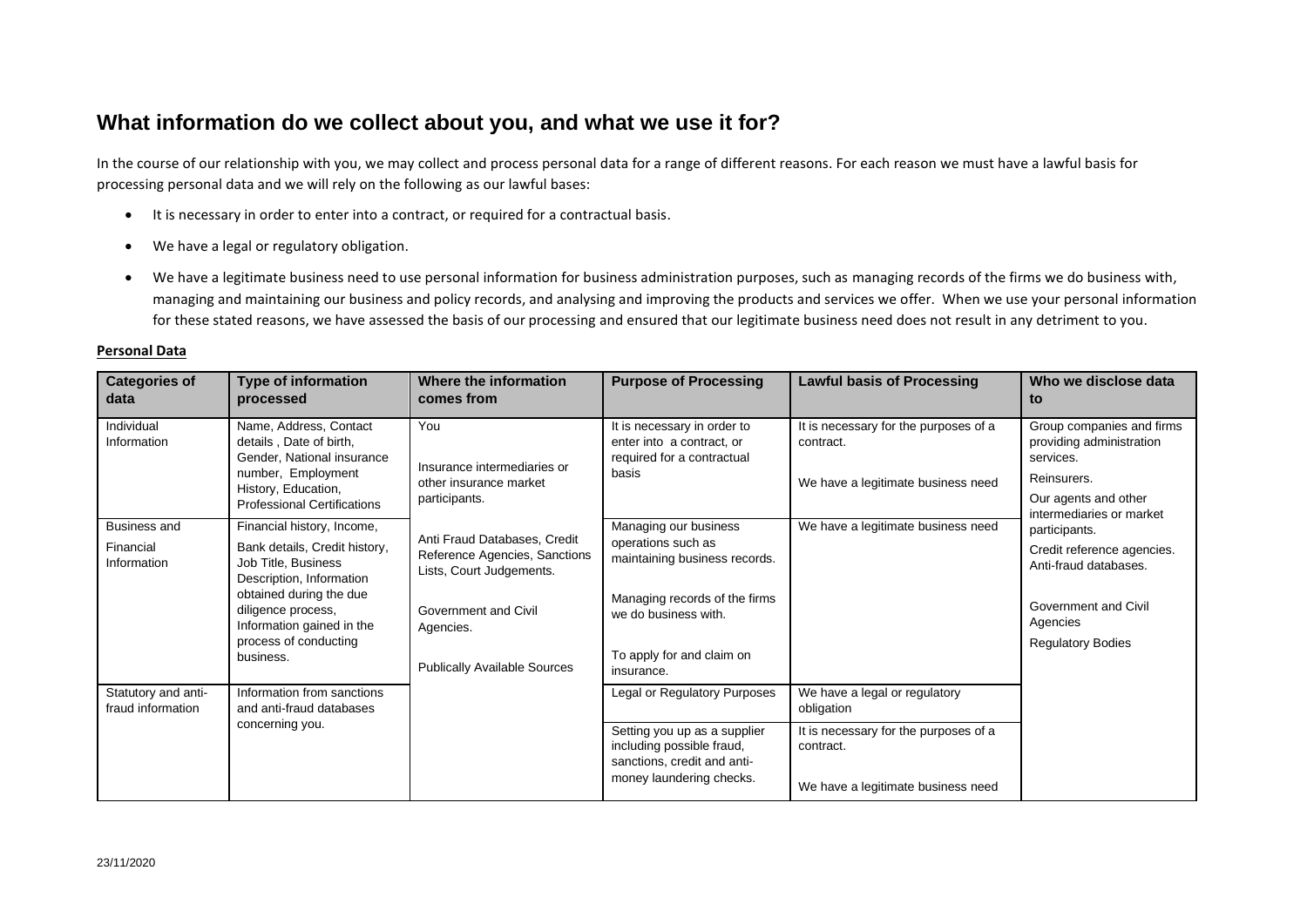# What information do we collect about you, and what we use it for?

In the course of our relationship with you, we may collect and process personal data for a range of different reasons. For each reason we must have a lawful basis for processing personal data and we will rely on the following as our lawful bases:

- It is necessary in order to enter into a contract, or required for a contractual basis.
- We have a legal or regulatory obligation.
- We have a legitimate business need to use personal information for business administration purposes, such as managing records of the firms we do business with, managing and maintaining our business and policy records, and analysing and improving the products and services we offer. When we use your personal information for these stated reasons, we have assessed the basis of our processing and ensured that our legitimate business need does not result in any detriment to you.

**Personal Data**

| Categories of data | Type of information processed | Where the information comes from | Purpose of Processing | Lawful basis of Processing | Who we disclose data to |
|---|---|---|---|---|---|
| Individual Information | Name, Address, Contact details , Date of birth, Gender, National insurance number, Employment History, Education, Professional Certifications | You<br><br>Insurance intermediaries or other insurance market participants.<br><br>Anti Fraud Databases, Credit Reference Agencies, Sanctions Lists, Court Judgements.<br><br>Government and Civil Agencies.<br><br>Publically Available Sources | It is necessary in order to enter into a contract, or required for a contractual basis | It is necessary for the purposes of a contract.<br><br>We have a legitimate business need | Group companies and firms providing administration services.<br><br>Reinsurers.<br><br>Our agents and other intermediaries or market participants.<br><br>Credit reference agencies. Anti-fraud databases.<br><br>Government and Civil Agencies<br><br>Regulatory Bodies |
| Business and Financial Information | Financial history, Income, Bank details, Credit history, Job Title, Business Description, Information obtained during the due diligence process, Information gained in the process of conducting business. | | Managing our business operations such as maintaining business records.<br><br>Managing records of the firms we do business with.<br><br>To apply for and claim on insurance. | We have a legitimate business need | |
| Statutory and anti-fraud information | Information from sanctions and anti-fraud databases concerning you. | | Legal or Regulatory Purposes | We have a legal or regulatory obligation | |
| | | | Setting you up as a supplier including possible fraud, sanctions, credit and anti-money laundering checks. | It is necessary for the purposes of a contract.<br><br>We have a legitimate business need | |

23/11/2020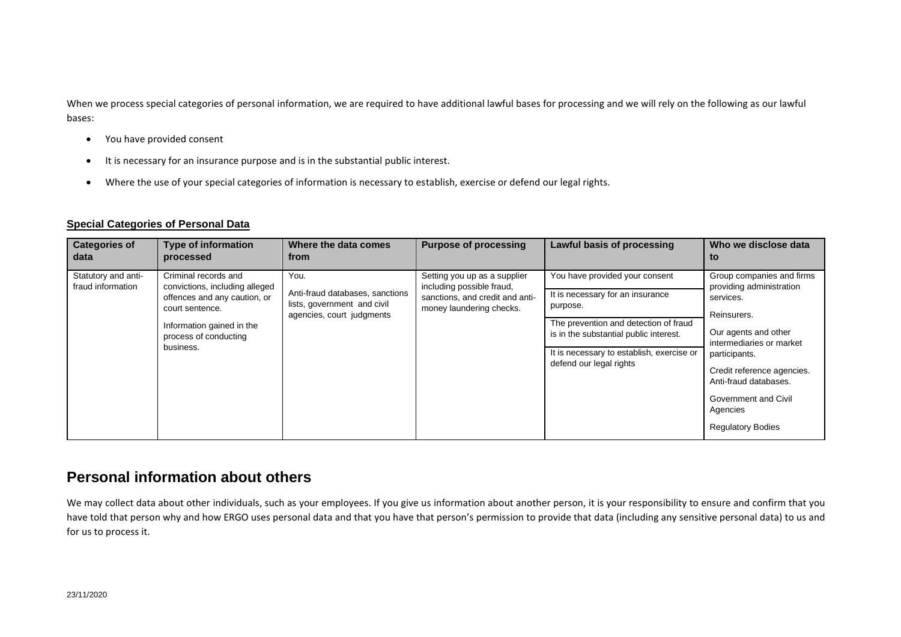When we process special categories of personal information, we are required to have additional lawful bases for processing and we will rely on the following as our lawful bases:

- You have provided consent
- It is necessary for an insurance purpose and is in the substantial public interest.
- Where the use of your special categories of information is necessary to establish, exercise or defend our legal rights.

**Special Categories of Personal Data**

| Categories of data | Type of information processed | Where the data comes from | Purpose of processing | Lawful basis of processing | Who we disclose data to |
|---|---|---|---|---|---|
| Statutory and anti-fraud information | Criminal records and convictions, including alleged offences and any caution, or court sentence.<br><br>Information gained in the process of conducting business. | You.<br><br>Anti-fraud databases, sanctions lists, government and civil agencies, court judgments | Setting you up as a supplier including possible fraud, sanctions, and credit and anti-money laundering checks. | You have provided your consent<br><br>It is necessary for an insurance purpose.<br><br>The prevention and detection of fraud is in the substantial public interest.<br><br>It is necessary to establish, exercise or defend our legal rights | Group companies and firms providing administration services.<br><br>Reinsurers.<br><br>Our agents and other intermediaries or market participants.<br><br>Credit reference agencies. Anti-fraud databases.<br><br>Government and Civil Agencies<br><br>Regulatory Bodies |

## Personal information about others

We may collect data about other individuals, such as your employees. If you give us information about another person, it is your responsibility to ensure and confirm that you have told that person why and how ERGO uses personal data and that you have that person's permission to provide that data (including any sensitive personal data) to us and for us to process it.

23/11/2020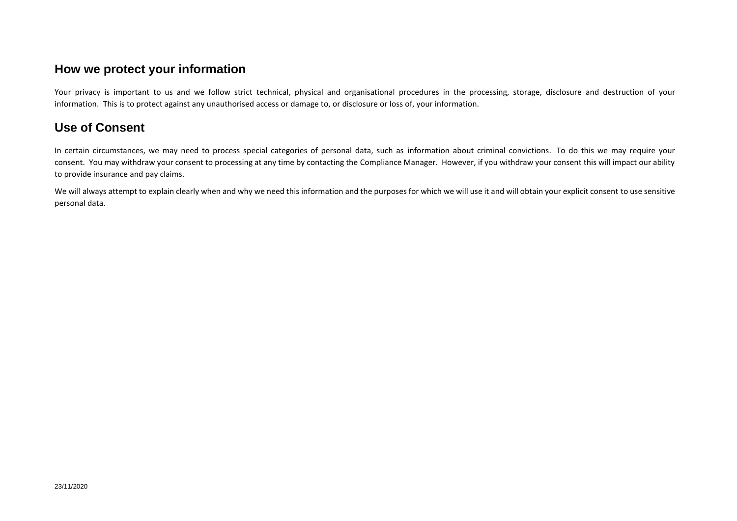## How we protect your information

Your privacy is important to us and we follow strict technical, physical and organisational procedures in the processing, storage, disclosure and destruction of your information. This is to protect against any unauthorised access or damage to, or disclosure or loss of, your information.

## Use of Consent

In certain circumstances, we may need to process special categories of personal data, such as information about criminal convictions. To do this we may require your consent. You may withdraw your consent to processing at any time by contacting the Compliance Manager. However, if you withdraw your consent this will impact our ability to provide insurance and pay claims.

We will always attempt to explain clearly when and why we need this information and the purposes for which we will use it and will obtain your explicit consent to use sensitive personal data.

23/11/2020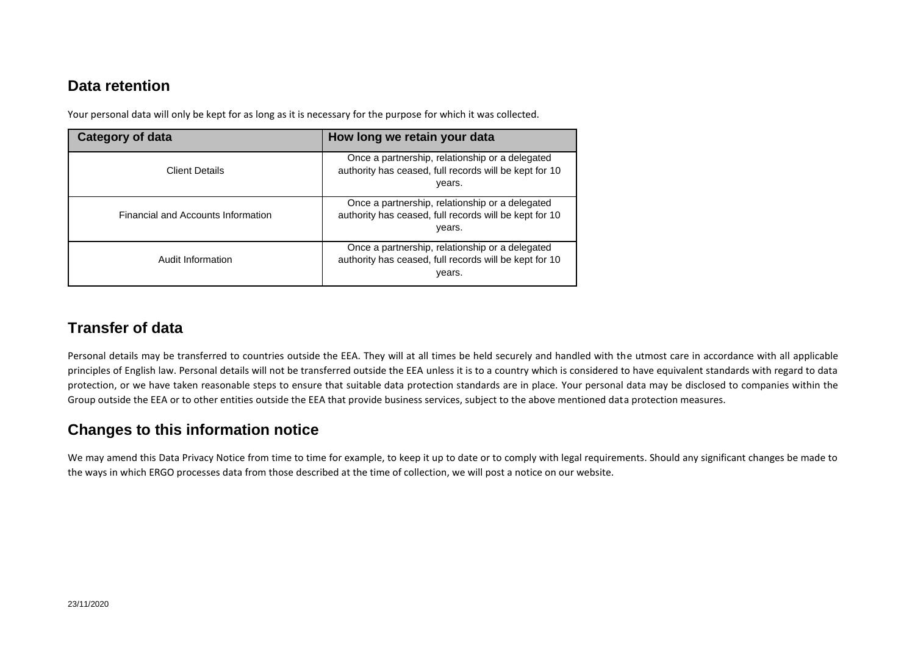## Data retention

Your personal data will only be kept for as long as it is necessary for the purpose for which it was collected.

| Category of data | How long we retain your data |
|---|---|
| Client Details | Once a partnership, relationship or a delegated authority has ceased, full records will be kept for 10 years. |
| Financial and Accounts Information | Once a partnership, relationship or a delegated authority has ceased, full records will be kept for 10 years. |
| Audit Information | Once a partnership, relationship or a delegated authority has ceased, full records will be kept for 10 years. |

## Transfer of data

Personal details may be transferred to countries outside the EEA. They will at all times be held securely and handled with the utmost care in accordance with all applicable principles of English law. Personal details will not be transferred outside the EEA unless it is to a country which is considered to have equivalent standards with regard to data protection, or we have taken reasonable steps to ensure that suitable data protection standards are in place. Your personal data may be disclosed to companies within the Group outside the EEA or to other entities outside the EEA that provide business services, subject to the above mentioned data protection measures.

## Changes to this information notice

We may amend this Data Privacy Notice from time to time for example, to keep it up to date or to comply with legal requirements. Should any significant changes be made to the ways in which ERGO processes data from those described at the time of collection, we will post a notice on our website.

23/11/2020